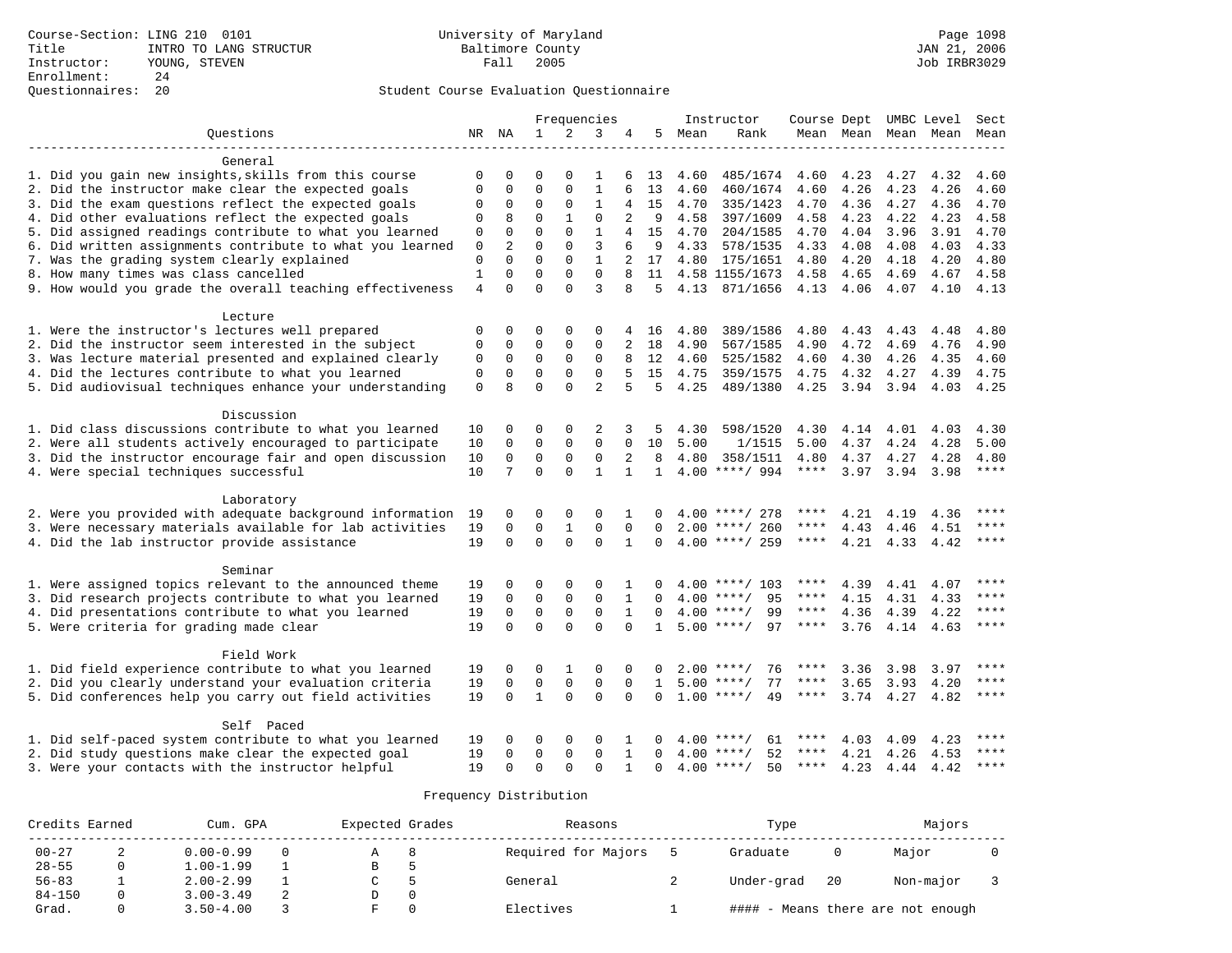Course-Section: LING 210 0101
Title: INTRO TO LANG STRUCTUR
Instructor: YOUNG, STEVEN
Enrollment: 24
Questionnaires: 20

University of Maryland
Baltimore County
Fall 2005

JAN 21, 2006
Job IRBR3029

## Student Course Evaluation Questionnaire

| Questions | NR | NA | 1 | 2 | 3 | 4 | 5 | Instructor Mean | Rank | Course Mean | Dept Mean | UMBC Mean | Level Mean | Sect Mean |
|---|---|---|---|---|---|---|---|---|---|---|---|---|---|---|
| **General** | | | | | | | | | | | | | | |
| 1. Did you gain new insights,skills from this course | 0 | 0 | 0 | 0 | 1 | 6 | 13 | 4.60 | 485/1674 | 4.60 | 4.23 | 4.27 | 4.32 | 4.60 |
| 2. Did the instructor make clear the expected goals | 0 | 0 | 0 | 0 | 1 | 6 | 13 | 4.60 | 460/1674 | 4.60 | 4.26 | 4.23 | 4.26 | 4.60 |
| 3. Did the exam questions reflect the expected goals | 0 | 0 | 0 | 0 | 1 | 4 | 15 | 4.70 | 335/1423 | 4.70 | 4.36 | 4.27 | 4.36 | 4.70 |
| 4. Did other evaluations reflect the expected goals | 0 | 8 | 0 | 1 | 0 | 2 | 9 | 4.58 | 397/1609 | 4.58 | 4.23 | 4.22 | 4.23 | 4.58 |
| 5. Did assigned readings contribute to what you learned | 0 | 0 | 0 | 0 | 1 | 4 | 15 | 4.70 | 204/1585 | 4.70 | 4.04 | 3.96 | 3.91 | 4.70 |
| 6. Did written assignments contribute to what you learned | 0 | 2 | 0 | 0 | 3 | 6 | 9 | 4.33 | 578/1535 | 4.33 | 4.08 | 4.08 | 4.03 | 4.33 |
| 7. Was the grading system clearly explained | 0 | 0 | 0 | 0 | 1 | 2 | 17 | 4.80 | 175/1651 | 4.80 | 4.20 | 4.18 | 4.20 | 4.80 |
| 8. How many times was class cancelled | 1 | 0 | 0 | 0 | 0 | 8 | 11 | 4.58 | 1155/1673 | 4.58 | 4.65 | 4.69 | 4.67 | 4.58 |
| 9. How would you grade the overall teaching effectiveness | 4 | 0 | 0 | 0 | 3 | 8 | 5 | 4.13 | 871/1656 | 4.13 | 4.06 | 4.07 | 4.10 | 4.13 |
| **Lecture** | | | | | | | | | | | | | | |
| 1. Were the instructor's lectures well prepared | 0 | 0 | 0 | 0 | 0 | 4 | 16 | 4.80 | 389/1586 | 4.80 | 4.43 | 4.43 | 4.48 | 4.80 |
| 2. Did the instructor seem interested in the subject | 0 | 0 | 0 | 0 | 0 | 2 | 18 | 4.90 | 567/1585 | 4.90 | 4.72 | 4.69 | 4.76 | 4.90 |
| 3. Was lecture material presented and explained clearly | 0 | 0 | 0 | 0 | 0 | 8 | 12 | 4.60 | 525/1582 | 4.60 | 4.30 | 4.26 | 4.35 | 4.60 |
| 4. Did the lectures contribute to what you learned | 0 | 0 | 0 | 0 | 0 | 5 | 15 | 4.75 | 359/1575 | 4.75 | 4.32 | 4.27 | 4.39 | 4.75 |
| 5. Did audiovisual techniques enhance your understanding | 0 | 8 | 0 | 0 | 2 | 5 | 5 | 4.25 | 489/1380 | 4.25 | 3.94 | 3.94 | 4.03 | 4.25 |
| **Discussion** | | | | | | | | | | | | | | |
| 1. Did class discussions contribute to what you learned | 10 | 0 | 0 | 0 | 2 | 3 | 5 | 4.30 | 598/1520 | 4.30 | 4.14 | 4.01 | 4.03 | 4.30 |
| 2. Were all students actively encouraged to participate | 10 | 0 | 0 | 0 | 0 | 0 | 10 | 5.00 | 1/1515 | 5.00 | 4.37 | 4.24 | 4.28 | 5.00 |
| 3. Did the instructor encourage fair and open discussion | 10 | 0 | 0 | 0 | 0 | 2 | 8 | 4.80 | 358/1511 | 4.80 | 4.37 | 4.27 | 4.28 | 4.80 |
| 4. Were special techniques successful | 10 | 7 | 0 | 0 | 1 | 1 | 1 | 4.00 | \*\*\*\*/ 994 | \*\*\*\* | 3.97 | 3.94 | 3.98 | \*\*\*\* |
| **Laboratory** | | | | | | | | | | | | | | |
| 2. Were you provided with adequate background information | 19 | 0 | 0 | 0 | 0 | 1 | 0 | 4.00 | \*\*\*\*/ 278 | \*\*\*\* | 4.21 | 4.19 | 4.36 | \*\*\*\* |
| 3. Were necessary materials available for lab activities | 19 | 0 | 0 | 1 | 0 | 0 | 0 | 2.00 | \*\*\*\*/ 260 | \*\*\*\* | 4.43 | 4.46 | 4.51 | \*\*\*\* |
| 4. Did the lab instructor provide assistance | 19 | 0 | 0 | 0 | 0 | 1 | 0 | 4.00 | \*\*\*\*/ 259 | \*\*\*\* | 4.21 | 4.33 | 4.42 | \*\*\*\* |
| **Seminar** | | | | | | | | | | | | | | |
| 1. Were assigned topics relevant to the announced theme | 19 | 0 | 0 | 0 | 0 | 1 | 0 | 4.00 | \*\*\*\*/ 103 | \*\*\*\* | 4.39 | 4.41 | 4.07 | \*\*\*\* |
| 3. Did research projects contribute to what you learned | 19 | 0 | 0 | 0 | 0 | 1 | 0 | 4.00 | \*\*\*\*/ 95 | \*\*\*\* | 4.15 | 4.31 | 4.33 | \*\*\*\* |
| 4. Did presentations contribute to what you learned | 19 | 0 | 0 | 0 | 0 | 1 | 0 | 4.00 | \*\*\*\*/ 99 | \*\*\*\* | 4.36 | 4.39 | 4.22 | \*\*\*\* |
| 5. Were criteria for grading made clear | 19 | 0 | 0 | 0 | 0 | 0 | 1 | 5.00 | \*\*\*\*/ 97 | \*\*\*\* | 3.76 | 4.14 | 4.63 | \*\*\*\* |
| **Field Work** | | | | | | | | | | | | | | |
| 1. Did field experience contribute to what you learned | 19 | 0 | 0 | 1 | 0 | 0 | 0 | 2.00 | \*\*\*\*/ 76 | \*\*\*\* | 3.36 | 3.98 | 3.97 | \*\*\*\* |
| 2. Did you clearly understand your evaluation criteria | 19 | 0 | 0 | 0 | 0 | 0 | 1 | 5.00 | \*\*\*\*/ 77 | \*\*\*\* | 3.65 | 3.93 | 4.20 | \*\*\*\* |
| 5. Did conferences help you carry out field activities | 19 | 0 | 1 | 0 | 0 | 0 | 0 | 1.00 | \*\*\*\*/ 49 | \*\*\*\* | 3.74 | 4.27 | 4.82 | \*\*\*\* |
| **Self Paced** | | | | | | | | | | | | | | |
| 1. Did self-paced system contribute to what you learned | 19 | 0 | 0 | 0 | 0 | 1 | 0 | 4.00 | \*\*\*\*/ 61 | \*\*\*\* | 4.03 | 4.09 | 4.23 | \*\*\*\* |
| 2. Did study questions make clear the expected goal | 19 | 0 | 0 | 0 | 0 | 1 | 0 | 4.00 | \*\*\*\*/ 52 | \*\*\*\* | 4.21 | 4.26 | 4.53 | \*\*\*\* |
| 3. Were your contacts with the instructor helpful | 19 | 0 | 0 | 0 | 0 | 1 | 0 | 4.00 | \*\*\*\*/ 50 | \*\*\*\* | 4.23 | 4.44 | 4.42 | \*\*\*\* |

## Frequency Distribution

| Credits Earned | | Cum. GPA | | Expected Grades | | Reasons | | Type | | Majors | |
|---|---|---|---|---|---|---|---|---|---|---|---|
| 00-27 | 2 | 0.00-0.99 | 0 | A | 8 | Required for Majors | 5 | Graduate | 0 | Major | 0 |
| 28-55 | 0 | 1.00-1.99 | 1 | B | 5 | | | | | | |
| 56-83 | 1 | 2.00-2.99 | 1 | C | 5 | General | 2 | Under-grad | 20 | Non-major | 3 |
| 84-150 | 0 | 3.00-3.49 | 2 | D | 0 | | | | | | |
| Grad. | 0 | 3.50-4.00 | 3 | F | 0 | Electives | 1 | #### - Means there are not enough | | | |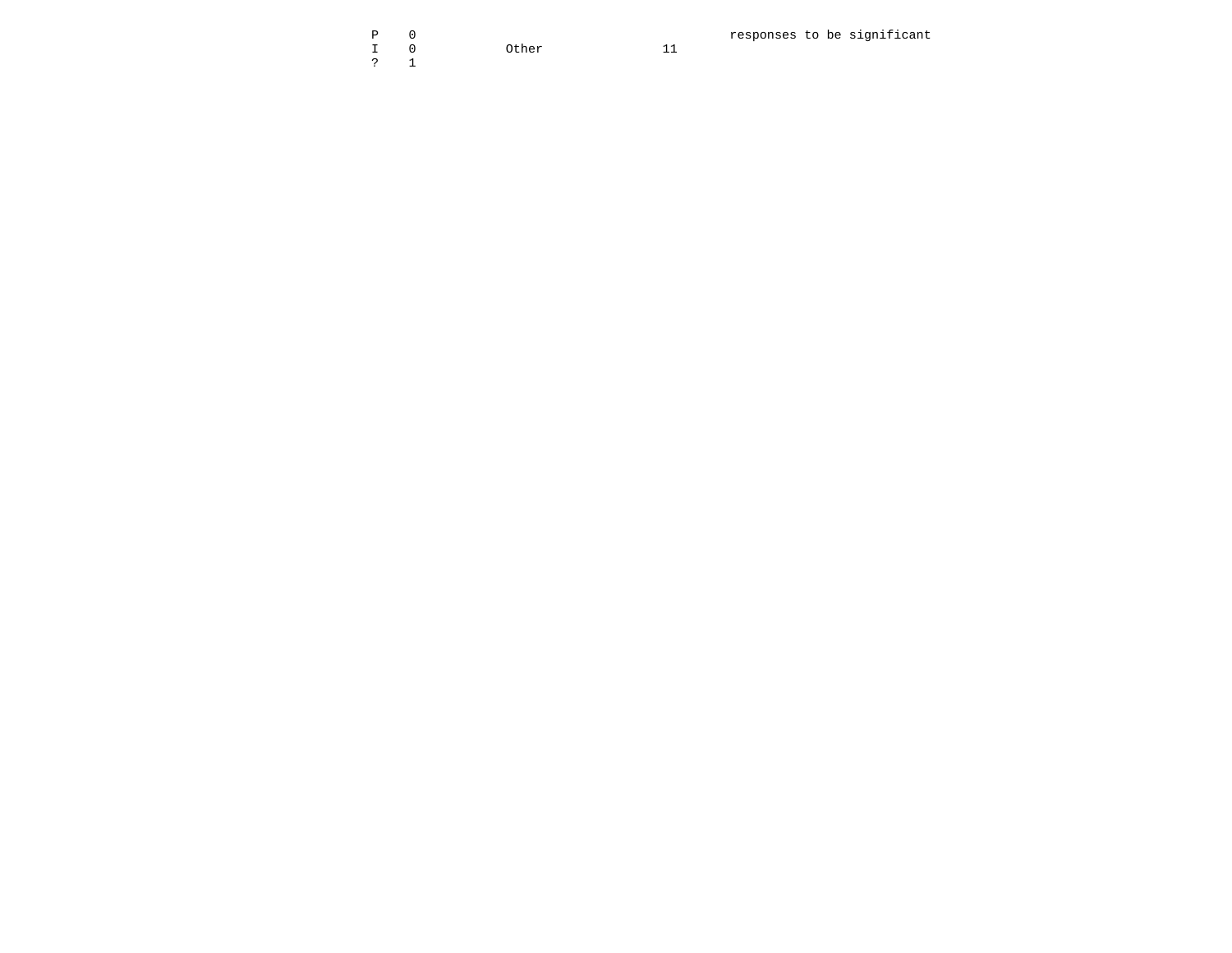```
P    0                                        responses to be significant
I    0           Other              11
?    1
```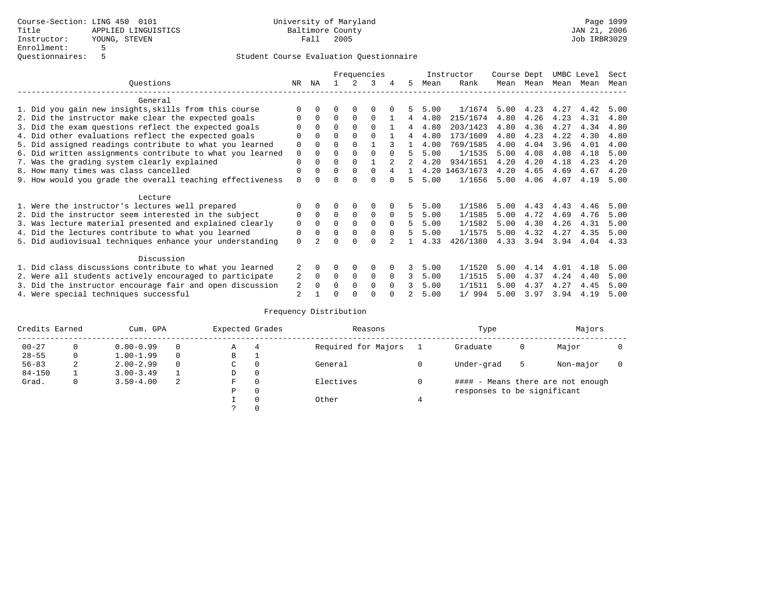Course-Section: LING 450 0101
Title: APPLIED LINGUISTICS
Instructor: YOUNG, STEVEN
Enrollment: 5
Questionnaires: 5

University of Maryland
Baltimore County
Fall 2005

JAN 21, 2006
Job IRBR3029

## Student Course Evaluation Questionnaire

| Questions | NR | NA | 1 | 2 | 3 | 4 | 5 | Instructor Mean | Instructor Rank | Course Mean | Dept Mean | UMBC Mean | Level Mean | Sect Mean |
|---|---|---|---|---|---|---|---|---|---|---|---|---|---|---|
| **General** | | | | | | | | | | | | | | |
| 1. Did you gain new insights,skills from this course | 0 | 0 | 0 | 0 | 0 | 0 | 5 | 5.00 | 1/1674 | 5.00 | 4.23 | 4.27 | 4.42 | 5.00 |
| 2. Did the instructor make clear the expected goals | 0 | 0 | 0 | 0 | 0 | 1 | 4 | 4.80 | 215/1674 | 4.80 | 4.26 | 4.23 | 4.31 | 4.80 |
| 3. Did the exam questions reflect the expected goals | 0 | 0 | 0 | 0 | 0 | 1 | 4 | 4.80 | 203/1423 | 4.80 | 4.36 | 4.27 | 4.34 | 4.80 |
| 4. Did other evaluations reflect the expected goals | 0 | 0 | 0 | 0 | 0 | 1 | 4 | 4.80 | 173/1609 | 4.80 | 4.23 | 4.22 | 4.30 | 4.80 |
| 5. Did assigned readings contribute to what you learned | 0 | 0 | 0 | 0 | 1 | 3 | 1 | 4.00 | 769/1585 | 4.00 | 4.04 | 3.96 | 4.01 | 4.00 |
| 6. Did written assignments contribute to what you learned | 0 | 0 | 0 | 0 | 0 | 0 | 5 | 5.00 | 1/1535 | 5.00 | 4.08 | 4.08 | 4.18 | 5.00 |
| 7. Was the grading system clearly explained | 0 | 0 | 0 | 0 | 1 | 2 | 2 | 4.20 | 934/1651 | 4.20 | 4.20 | 4.18 | 4.23 | 4.20 |
| 8. How many times was class cancelled | 0 | 0 | 0 | 0 | 0 | 4 | 1 | 4.20 | 1463/1673 | 4.20 | 4.65 | 4.69 | 4.67 | 4.20 |
| 9. How would you grade the overall teaching effectiveness | 0 | 0 | 0 | 0 | 0 | 0 | 5 | 5.00 | 1/1656 | 5.00 | 4.06 | 4.07 | 4.19 | 5.00 |
| **Lecture** | | | | | | | | | | | | | | |
| 1. Were the instructor's lectures well prepared | 0 | 0 | 0 | 0 | 0 | 0 | 5 | 5.00 | 1/1586 | 5.00 | 4.43 | 4.43 | 4.46 | 5.00 |
| 2. Did the instructor seem interested in the subject | 0 | 0 | 0 | 0 | 0 | 0 | 5 | 5.00 | 1/1585 | 5.00 | 4.72 | 4.69 | 4.76 | 5.00 |
| 3. Was lecture material presented and explained clearly | 0 | 0 | 0 | 0 | 0 | 0 | 5 | 5.00 | 1/1582 | 5.00 | 4.30 | 4.26 | 4.31 | 5.00 |
| 4. Did the lectures contribute to what you learned | 0 | 0 | 0 | 0 | 0 | 0 | 5 | 5.00 | 1/1575 | 5.00 | 4.32 | 4.27 | 4.35 | 5.00 |
| 5. Did audiovisual techniques enhance your understanding | 0 | 2 | 0 | 0 | 0 | 2 | 1 | 4.33 | 426/1380 | 4.33 | 3.94 | 3.94 | 4.04 | 4.33 |
| **Discussion** | | | | | | | | | | | | | | |
| 1. Did class discussions contribute to what you learned | 2 | 0 | 0 | 0 | 0 | 0 | 3 | 5.00 | 1/1520 | 5.00 | 4.14 | 4.01 | 4.18 | 5.00 |
| 2. Were all students actively encouraged to participate | 2 | 0 | 0 | 0 | 0 | 0 | 3 | 5.00 | 1/1515 | 5.00 | 4.37 | 4.24 | 4.40 | 5.00 |
| 3. Did the instructor encourage fair and open discussion | 2 | 0 | 0 | 0 | 0 | 0 | 3 | 5.00 | 1/1511 | 5.00 | 4.37 | 4.27 | 4.45 | 5.00 |
| 4. Were special techniques successful | 2 | 1 | 0 | 0 | 0 | 0 | 2 | 5.00 | 1/ 994 | 5.00 | 3.97 | 3.94 | 4.19 | 5.00 |

## Frequency Distribution

| Credits Earned | | Cum. GPA | | Expected Grades | | Reasons | | Type | | Majors | |
|---|---|---|---|---|---|---|---|---|---|---|---|
| 00-27 | 0 | 0.00-0.99 | 0 | A | 4 | Required for Majors | 1 | Graduate | 0 | Major | 0 |
| 28-55 | 0 | 1.00-1.99 | 0 | B | 1 | | | | | | |
| 56-83 | 2 | 2.00-2.99 | 0 | C | 0 | General | 0 | Under-grad | 5 | Non-major | 0 |
| 84-150 | 1 | 3.00-3.49 | 1 | D | 0 | | | | | | |
| Grad. | 0 | 3.50-4.00 | 2 | F | 0 | Electives | 0 | | | | |
| | | | | P | 0 | | | | | | |
| | | | | I | 0 | Other | 4 | | | | |
| | | | | ? | 0 | | | | | | |

#### - Means there are not enough responses to be significant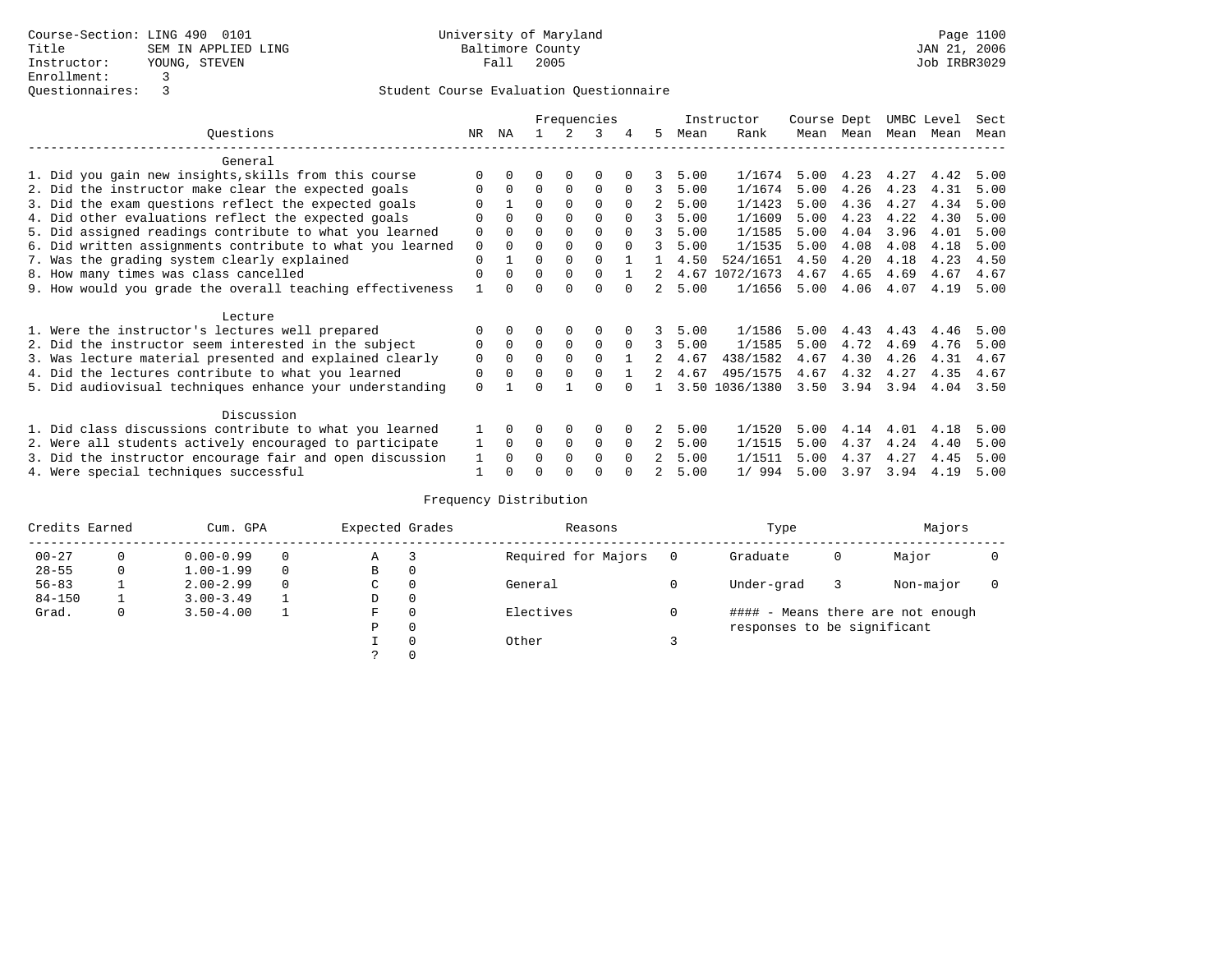Course-Section: LING 490 0101
Title: SEM IN APPLIED LING
Instructor: YOUNG, STEVEN
Enrollment: 3
Questionnaires: 3

University of Maryland
Baltimore County
Fall 2005

Page 1100
JAN 21, 2006
Job IRBR3029

## Student Course Evaluation Questionnaire

| Questions | NR | NA | 1 | 2 | 3 | 4 | 5 | Instructor Mean | Instructor Rank | Course Mean | Dept Mean | UMBC Mean | Level Mean | Sect Mean |
|---|---|---|---|---|---|---|---|---|---|---|---|---|---|---|
| **General** | | | | | | | | | | | | | | |
| 1. Did you gain new insights,skills from this course | 0 | 0 | 0 | 0 | 0 | 0 | 3 | 5.00 | 1/1674 | 5.00 | 4.23 | 4.27 | 4.42 | 5.00 |
| 2. Did the instructor make clear the expected goals | 0 | 0 | 0 | 0 | 0 | 0 | 3 | 5.00 | 1/1674 | 5.00 | 4.26 | 4.23 | 4.31 | 5.00 |
| 3. Did the exam questions reflect the expected goals | 0 | 1 | 0 | 0 | 0 | 0 | 2 | 5.00 | 1/1423 | 5.00 | 4.36 | 4.27 | 4.34 | 5.00 |
| 4. Did other evaluations reflect the expected goals | 0 | 0 | 0 | 0 | 0 | 0 | 3 | 5.00 | 1/1609 | 5.00 | 4.23 | 4.22 | 4.30 | 5.00 |
| 5. Did assigned readings contribute to what you learned | 0 | 0 | 0 | 0 | 0 | 0 | 3 | 5.00 | 1/1585 | 5.00 | 4.04 | 3.96 | 4.01 | 5.00 |
| 6. Did written assignments contribute to what you learned | 0 | 0 | 0 | 0 | 0 | 0 | 3 | 5.00 | 1/1535 | 5.00 | 4.08 | 4.08 | 4.18 | 5.00 |
| 7. Was the grading system clearly explained | 0 | 1 | 0 | 0 | 0 | 1 | 1 | 4.50 | 524/1651 | 4.50 | 4.20 | 4.18 | 4.23 | 4.50 |
| 8. How many times was class cancelled | 0 | 0 | 0 | 0 | 0 | 1 | 2 | 4.67 | 1072/1673 | 4.67 | 4.65 | 4.69 | 4.67 | 4.67 |
| 9. How would you grade the overall teaching effectiveness | 1 | 0 | 0 | 0 | 0 | 0 | 2 | 5.00 | 1/1656 | 5.00 | 4.06 | 4.07 | 4.19 | 5.00 |
| **Lecture** | | | | | | | | | | | | | | |
| 1. Were the instructor's lectures well prepared | 0 | 0 | 0 | 0 | 0 | 0 | 3 | 5.00 | 1/1586 | 5.00 | 4.43 | 4.43 | 4.46 | 5.00 |
| 2. Did the instructor seem interested in the subject | 0 | 0 | 0 | 0 | 0 | 0 | 3 | 5.00 | 1/1585 | 5.00 | 4.72 | 4.69 | 4.76 | 5.00 |
| 3. Was lecture material presented and explained clearly | 0 | 0 | 0 | 0 | 0 | 1 | 2 | 4.67 | 438/1582 | 4.67 | 4.30 | 4.26 | 4.31 | 4.67 |
| 4. Did the lectures contribute to what you learned | 0 | 0 | 0 | 0 | 0 | 1 | 2 | 4.67 | 495/1575 | 4.67 | 4.32 | 4.27 | 4.35 | 4.67 |
| 5. Did audiovisual techniques enhance your understanding | 0 | 1 | 0 | 1 | 0 | 0 | 1 | 3.50 | 1036/1380 | 3.50 | 3.94 | 3.94 | 4.04 | 3.50 |
| **Discussion** | | | | | | | | | | | | | | |
| 1. Did class discussions contribute to what you learned | 1 | 0 | 0 | 0 | 0 | 0 | 2 | 5.00 | 1/1520 | 5.00 | 4.14 | 4.01 | 4.18 | 5.00 |
| 2. Were all students actively encouraged to participate | 1 | 0 | 0 | 0 | 0 | 0 | 2 | 5.00 | 1/1515 | 5.00 | 4.37 | 4.24 | 4.40 | 5.00 |
| 3. Did the instructor encourage fair and open discussion | 1 | 0 | 0 | 0 | 0 | 0 | 2 | 5.00 | 1/1511 | 5.00 | 4.37 | 4.27 | 4.45 | 5.00 |
| 4. Were special techniques successful | 1 | 0 | 0 | 0 | 0 | 0 | 2 | 5.00 | 1/ 994 | 5.00 | 3.97 | 3.94 | 4.19 | 5.00 |

### Frequency Distribution

| Credits Earned | | Cum. GPA | | Expected Grades | | Reasons | | Type | | Majors | |
|---|---|---|---|---|---|---|---|---|---|---|---|
| 00-27 | 0 | 0.00-0.99 | 0 | A | 3 | Required for Majors | 0 | Graduate | 0 | Major | 0 |
| 28-55 | 0 | 1.00-1.99 | 0 | B | 0 | | | | | | |
| 56-83 | 1 | 2.00-2.99 | 0 | C | 0 | General | 0 | Under-grad | 3 | Non-major | 0 |
| 84-150 | 1 | 3.00-3.49 | 1 | D | 0 | | | | | | |
| Grad. | 0 | 3.50-4.00 | 1 | F | 0 | Electives | 0 | #### - Means there are not enough responses to be significant | | | |
| | | | | P | 0 | | | | | | |
| | | | | I | 0 | Other | 3 | | | | |
| | | | | ? | 0 | | | | | | |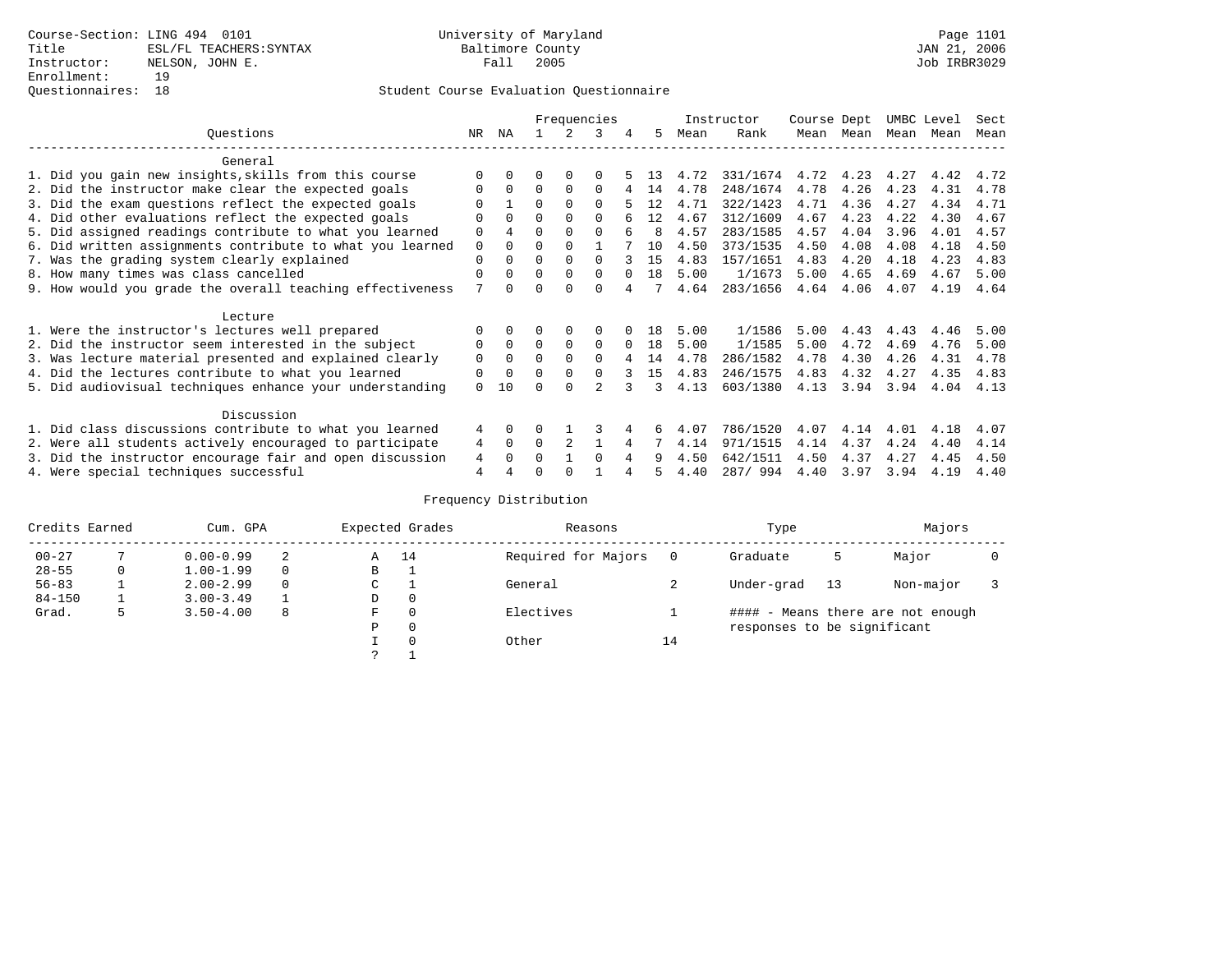Course-Section: LING 494 0101
Title: ESL/FL TEACHERS:SYNTAX
Instructor: NELSON, JOHN E.
Enrollment: 19
Questionnaires: 18

University of Maryland
Baltimore County
Fall 2005

JAN 21, 2006
Job IRBR3029

## Student Course Evaluation Questionnaire

| Questions | NR | NA | 1 | 2 | 3 | 4 | 5 | Instructor Mean | Instructor Rank | Course Mean | Dept Mean | UMBC Mean | Level Mean | Sect Mean |
|---|---|---|---|---|---|---|---|---|---|---|---|---|---|---|
| **General** | | | | | | | | | | | | | | |
| 1. Did you gain new insights,skills from this course | 0 | 0 | 0 | 0 | 0 | 5 | 13 | 4.72 | 331/1674 | 4.72 | 4.23 | 4.27 | 4.42 | 4.72 |
| 2. Did the instructor make clear the expected goals | 0 | 0 | 0 | 0 | 0 | 4 | 14 | 4.78 | 248/1674 | 4.78 | 4.26 | 4.23 | 4.31 | 4.78 |
| 3. Did the exam questions reflect the expected goals | 0 | 1 | 0 | 0 | 0 | 5 | 12 | 4.71 | 322/1423 | 4.71 | 4.36 | 4.27 | 4.34 | 4.71 |
| 4. Did other evaluations reflect the expected goals | 0 | 0 | 0 | 0 | 0 | 6 | 12 | 4.67 | 312/1609 | 4.67 | 4.23 | 4.22 | 4.30 | 4.67 |
| 5. Did assigned readings contribute to what you learned | 0 | 4 | 0 | 0 | 0 | 6 | 8 | 4.57 | 283/1585 | 4.57 | 4.04 | 3.96 | 4.01 | 4.57 |
| 6. Did written assignments contribute to what you learned | 0 | 0 | 0 | 0 | 1 | 7 | 10 | 4.50 | 373/1535 | 4.50 | 4.08 | 4.08 | 4.18 | 4.50 |
| 7. Was the grading system clearly explained | 0 | 0 | 0 | 0 | 0 | 3 | 15 | 4.83 | 157/1651 | 4.83 | 4.20 | 4.18 | 4.23 | 4.83 |
| 8. How many times was class cancelled | 0 | 0 | 0 | 0 | 0 | 0 | 18 | 5.00 | 1/1673 | 5.00 | 4.65 | 4.69 | 4.67 | 5.00 |
| 9. How would you grade the overall teaching effectiveness | 7 | 0 | 0 | 0 | 0 | 4 | 7 | 4.64 | 283/1656 | 4.64 | 4.06 | 4.07 | 4.19 | 4.64 |
| **Lecture** | | | | | | | | | | | | | | |
| 1. Were the instructor's lectures well prepared | 0 | 0 | 0 | 0 | 0 | 0 | 18 | 5.00 | 1/1586 | 5.00 | 4.43 | 4.43 | 4.46 | 5.00 |
| 2. Did the instructor seem interested in the subject | 0 | 0 | 0 | 0 | 0 | 0 | 18 | 5.00 | 1/1585 | 5.00 | 4.72 | 4.69 | 4.76 | 5.00 |
| 3. Was lecture material presented and explained clearly | 0 | 0 | 0 | 0 | 0 | 4 | 14 | 4.78 | 286/1582 | 4.78 | 4.30 | 4.26 | 4.31 | 4.78 |
| 4. Did the lectures contribute to what you learned | 0 | 0 | 0 | 0 | 0 | 3 | 15 | 4.83 | 246/1575 | 4.83 | 4.32 | 4.27 | 4.35 | 4.83 |
| 5. Did audiovisual techniques enhance your understanding | 0 | 10 | 0 | 0 | 2 | 3 | 3 | 4.13 | 603/1380 | 4.13 | 3.94 | 3.94 | 4.04 | 4.13 |
| **Discussion** | | | | | | | | | | | | | | |
| 1. Did class discussions contribute to what you learned | 4 | 0 | 0 | 1 | 3 | 4 | 6 | 4.07 | 786/1520 | 4.07 | 4.14 | 4.01 | 4.18 | 4.07 |
| 2. Were all students actively encouraged to participate | 4 | 0 | 0 | 2 | 1 | 4 | 7 | 4.14 | 971/1515 | 4.14 | 4.37 | 4.24 | 4.40 | 4.14 |
| 3. Did the instructor encourage fair and open discussion | 4 | 0 | 0 | 1 | 0 | 4 | 9 | 4.50 | 642/1511 | 4.50 | 4.37 | 4.27 | 4.45 | 4.50 |
| 4. Were special techniques successful | 4 | 4 | 0 | 0 | 1 | 4 | 5 | 4.40 | 287/ 994 | 4.40 | 3.97 | 3.94 | 4.19 | 4.40 |

## Frequency Distribution

| Credits Earned | | Cum. GPA | | Expected Grades | | Reasons | | Type | | Majors | |
|---|---|---|---|---|---|---|---|---|---|---|---|
| 00-27 | 7 | 0.00-0.99 | 2 | A | 14 | Required for Majors | 0 | Graduate | 5 | Major | 0 |
| 28-55 | 0 | 1.00-1.99 | 0 | B | 1 | | | | | | |
| 56-83 | 1 | 2.00-2.99 | 0 | C | 1 | General | 2 | Under-grad | 13 | Non-major | 3 |
| 84-150 | 1 | 3.00-3.49 | 1 | D | 0 | | | | | | |
| Grad. | 5 | 3.50-4.00 | 8 | F | 0 | Electives | 1 | | | | |
| | | | | P | 0 | | | | | | |
| | | | | I | 0 | Other | 14 | | | | |
| | | | | ? | 1 | | | | | | |

#### - Means there are not enough responses to be significant